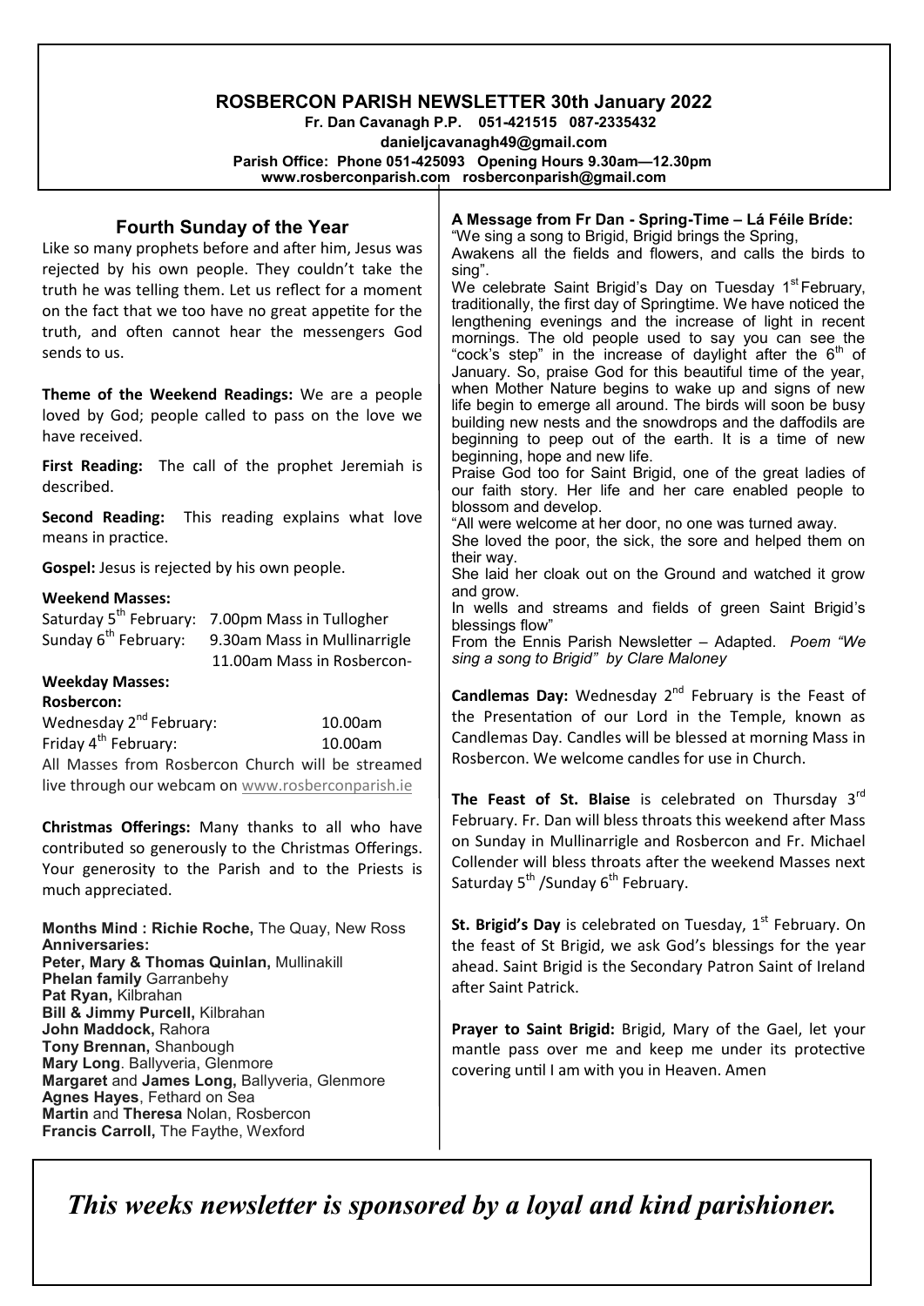# ROSBERCON PARISH NEWSLETTER 30th January 2022

**Fr. Dan Cavanagh P.P. 051-421515 087-2335432**

**danieljcavanagh49@gmail.com**

**Parish Office: Phone 051-425093 Opening Hours 9.30am—12.30pm**

**www.rosberconparish.com rosberconparish@gmail.com**

## Fourth Sunday of the Year

Like so many prophets before and after him, Jesus was rejected by his own people. They couldn't take the truth he was telling them. Let us reflect for a moment on the fact that we too have no great appetite for the truth, and often cannot hear the messengers God sends to us.

**Theme of the Weekend Readings:** We are a people loved by God; people called to pass on the love we have received.

**First Reading:** The call of the prophet Jeremiah is described.

**Second Reading:** This reading explains what love means in practice.

**Gospel:** Jesus is rejected by his own people.

**Weekend Masses:**

Saturday 5th February: 7.00pm Mass in Tullogher
Sunday 6th February: 9.30am Mass in Mullinarrigle
11.00am Mass in Rosbercon-

**Weekday Masses:**

**Rosbercon:**

Wednesday 2nd February: 10.00am
Friday 4th February: 10.00am

All Masses from Rosbercon Church will be streamed live through our webcam on www.rosberconparish.ie

**Christmas Offerings:** Many thanks to all who have contributed so generously to the Christmas Offerings. Your generosity to the Parish and to the Priests is much appreciated.

**Months Mind : Richie Roche,** The Quay, New Ross

**Anniversaries:**

**Peter, Mary & Thomas Quinlan,** Mullinakill
**Phelan family** Garranbehy
**Pat Ryan,** Kilbrahan
**Bill & Jimmy Purcell,** Kilbrahan
**John Maddock,** Rahora
**Tony Brennan,** Shanbough
**Mary Long**. Ballyveria, Glenmore
**Margaret** and **James Long,** Ballyveria, Glenmore
**Agnes Hayes**, Fethard on Sea
**Martin** and **Theresa** Nolan, Rosbercon
**Francis Carroll,** The Faythe, Wexford

**A Message from Fr Dan - Spring-Time – Lá Féile Bríde:**

"We sing a song to Brigid, Brigid brings the Spring,
Awakens all the fields and flowers, and calls the birds to sing".

We celebrate Saint Brigid's Day on Tuesday 1st February, traditionally, the first day of Springtime. We have noticed the lengthening evenings and the increase of light in recent mornings. The old people used to say you can see the "cock's step" in the increase of daylight after the 6th of January. So, praise God for this beautiful time of the year, when Mother Nature begins to wake up and signs of new life begin to emerge all around. The birds will soon be busy building new nests and the snowdrops and the daffodils are beginning to peep out of the earth. It is a time of new beginning, hope and new life.

Praise God too for Saint Brigid, one of the great ladies of our faith story. Her life and her care enabled people to blossom and develop.

"All were welcome at her door, no one was turned away.
She loved the poor, the sick, the sore and helped them on their way.
She laid her cloak out on the Ground and watched it grow and grow.
In wells and streams and fields of green Saint Brigid's blessings flow"

From the Ennis Parish Newsletter – Adapted. *Poem "We sing a song to Brigid" by Clare Maloney*

**Candlemas Day:** Wednesday 2nd February is the Feast of the Presentation of our Lord in the Temple, known as Candlemas Day. Candles will be blessed at morning Mass in Rosbercon. We welcome candles for use in Church.

**The Feast of St. Blaise** is celebrated on Thursday 3rd February. Fr. Dan will bless throats this weekend after Mass on Sunday in Mullinarrigle and Rosbercon and Fr. Michael Collender will bless throats after the weekend Masses next Saturday 5th /Sunday 6th February.

**St. Brigid's Day** is celebrated on Tuesday, 1st February. On the feast of St Brigid, we ask God's blessings for the year ahead. Saint Brigid is the Secondary Patron Saint of Ireland after Saint Patrick.

**Prayer to Saint Brigid:** Brigid, Mary of the Gael, let your mantle pass over me and keep me under its protective covering until I am with you in Heaven. Amen

*This weeks newsletter is sponsored by a loyal and kind parishioner.*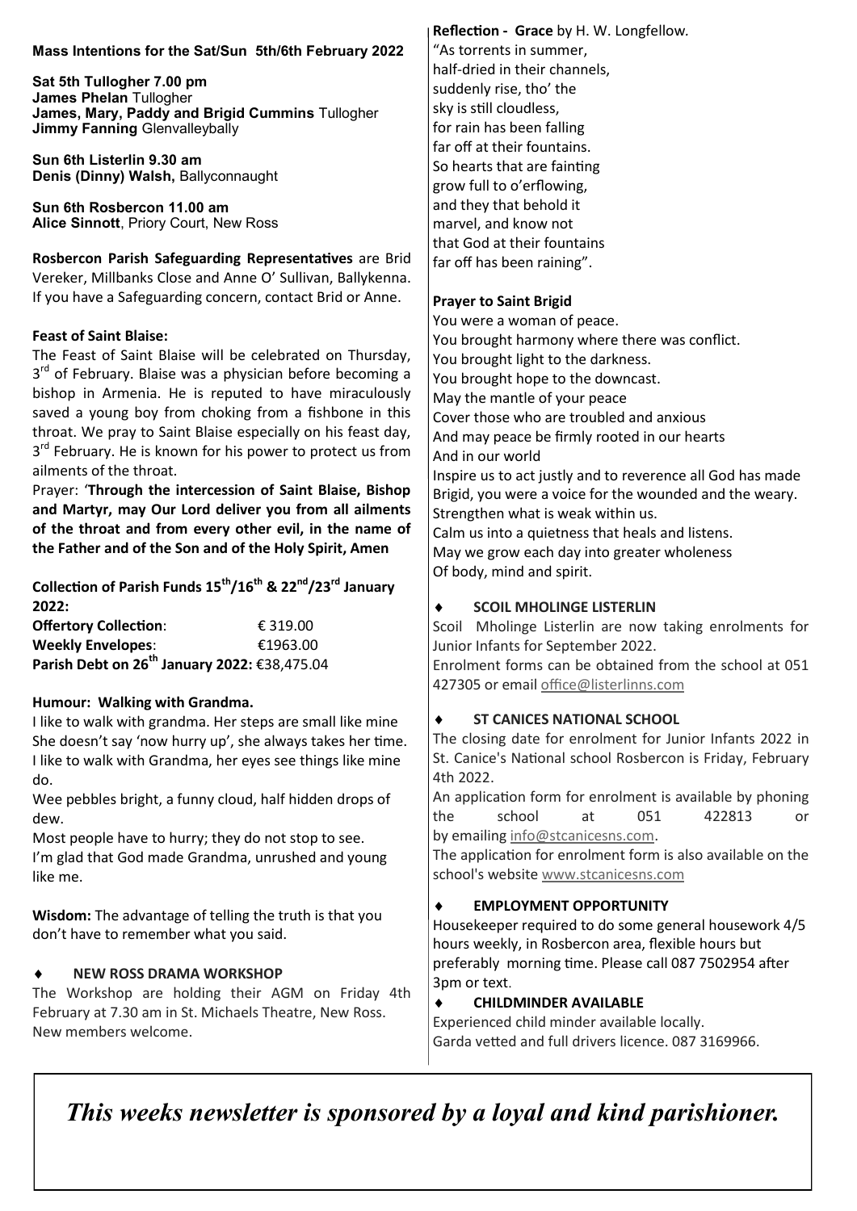**Mass Intentions for the Sat/Sun 5th/6th February 2022**

**Sat 5th Tullogher 7.00 pm**
**James Phelan** Tullogher
**James, Mary, Paddy and Brigid Cummins** Tullogher
**Jimmy Fanning** Glenvalleybally

**Sun 6th Listerlin 9.30 am**
**Denis (Dinny) Walsh,** Ballyconnaught

**Sun 6th Rosbercon 11.00 am**
**Alice Sinnott**, Priory Court, New Ross

**Rosbercon Parish Safeguarding Representatives** are Brid Vereker, Millbanks Close and Anne O' Sullivan, Ballykenna. If you have a Safeguarding concern, contact Brid or Anne.

**Feast of Saint Blaise:**

The Feast of Saint Blaise will be celebrated on Thursday, 3rd of February. Blaise was a physician before becoming a bishop in Armenia. He is reputed to have miraculously saved a young boy from choking from a fishbone in this throat. We pray to Saint Blaise especially on his feast day, 3rd February. He is known for his power to protect us from ailments of the throat.

Prayer: '**Through the intercession of Saint Blaise, Bishop and Martyr, may Our Lord deliver you from all ailments of the throat and from every other evil, in the name of the Father and of the Son and of the Holy Spirit, Amen**

**Collection of Parish Funds 15th/16th & 22nd/23rd January 2022:**

| | |
|---|---|
| **Offertory Collection**: | € 319.00 |
| **Weekly Envelopes**: | €1963.00 |

**Parish Debt on 26th January 2022:** €38,475.04

**Humour: Walking with Grandma.**

I like to walk with grandma. Her steps are small like mine
She doesn't say 'now hurry up', she always takes her time.
I like to walk with Grandma, her eyes see things like mine do.
Wee pebbles bright, a funny cloud, half hidden drops of dew.
Most people have to hurry; they do not stop to see.
I'm glad that God made Grandma, unrushed and young like me.

**Wisdom:** The advantage of telling the truth is that you don't have to remember what you said.

- **NEW ROSS DRAMA WORKSHOP**

The Workshop are holding their AGM on Friday 4th February at 7.30 am in St. Michaels Theatre, New Ross. New members welcome.

**Reflection - Grace** by H. W. Longfellow.

"As torrents in summer,
half-dried in their channels,
suddenly rise, tho' the
sky is still cloudless,
for rain has been falling
far off at their fountains.
So hearts that are fainting
grow full to o'erflowing,
and they that behold it
marvel, and know not
that God at their fountains
far off has been raining".

**Prayer to Saint Brigid**

You were a woman of peace.
You brought harmony where there was conflict.
You brought light to the darkness.
You brought hope to the downcast.
May the mantle of your peace
Cover those who are troubled and anxious
And may peace be firmly rooted in our hearts
And in our world
Inspire us to act justly and to reverence all God has made
Brigid, you were a voice for the wounded and the weary.
Strengthen what is weak within us.
Calm us into a quietness that heals and listens.
May we grow each day into greater wholeness
Of body, mind and spirit.

- **SCOIL MHOLINGE LISTERLIN**

Scoil Mholinge Listerlin are now taking enrolments for Junior Infants for September 2022.
Enrolment forms can be obtained from the school at 051 427305 or email office@listerlinns.com

- **ST CANICES NATIONAL SCHOOL**

The closing date for enrolment for Junior Infants 2022 in St. Canice's National school Rosbercon is Friday, February 4th 2022.
An application form for enrolment is available by phoning the school at 051 422813 or by emailing info@stcanicesns.com.
The application for enrolment form is also available on the school's website www.stcanicesns.com

- **EMPLOYMENT OPPORTUNITY**

Housekeeper required to do some general housework 4/5 hours weekly, in Rosbercon area, flexible hours but preferably morning time. Please call 087 7502954 after 3pm or text.

- **CHILDMINDER AVAILABLE**

Experienced child minder available locally.
Garda vetted and full drivers licence. 087 3169966.

***This weeks newsletter is sponsored by a loyal and kind parishioner.***